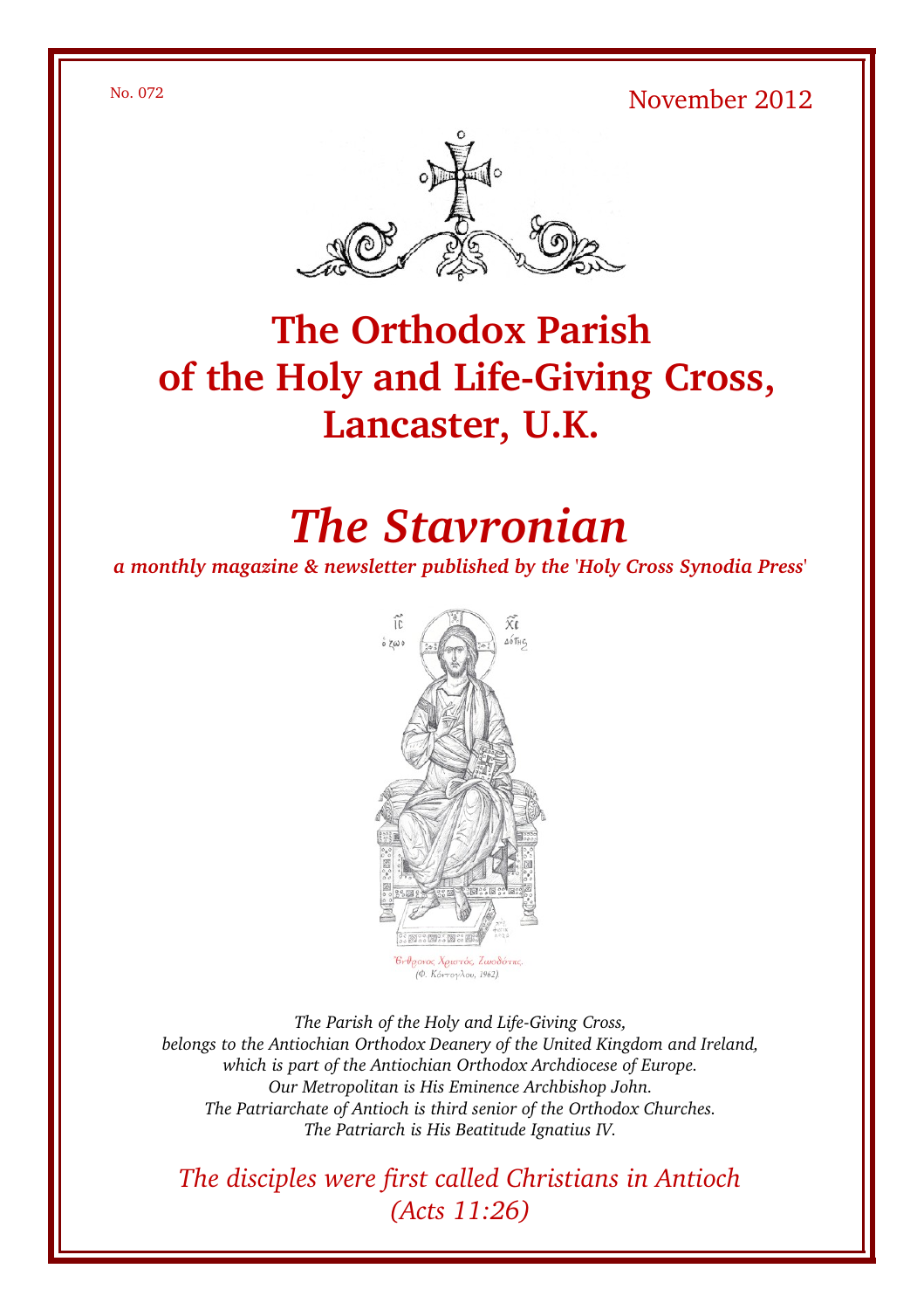No. 072

November 2012

# The Orthodox Parish of the Holy and Life-Giving Cross, Lancaster, U.K.

# *The Stavronian*

***a monthly magazine & newsletter published by the 'Holy Cross Synodia Press'***

*The Parish of the Holy and Life-Giving Cross,*
*belongs to the Antiochian Orthodox Deanery of the United Kingdom and Ireland,*
*which is part of the Antiochian Orthodox Archdiocese of Europe.*
*Our Metropolitan is His Eminence Archbishop John.*
*The Patriarchate of Antioch is third senior of the Orthodox Churches.*
*The Patriarch is His Beatitude Ignatius IV.*

*The disciples were first called Christians in Antioch*
*(Acts 11:26)*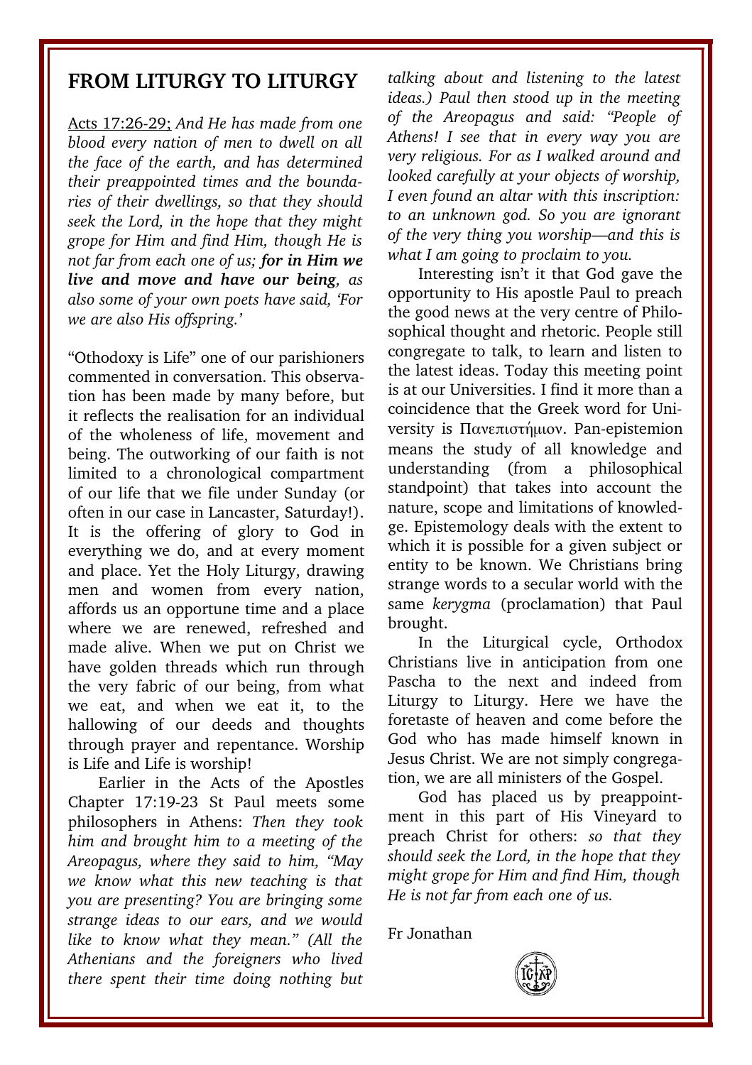## FROM LITURGY TO LITURGY

Acts 17:26-29; *And He has made from one blood every nation of men to dwell on all the face of the earth, and has determined their preappointed times and the boundaries of their dwellings, so that they should seek the Lord, in the hope that they might grope for Him and find Him, though He is not far from each one of us;* ***for in Him we live and move and have our being****, as also some of your own poets have said, 'For we are also His offspring.'*

"Othodoxy is Life" one of our parishioners commented in conversation. This observation has been made by many before, but it reflects the realisation for an individual of the wholeness of life, movement and being. The outworking of our faith is not limited to a chronological compartment of our life that we file under Sunday (or often in our case in Lancaster, Saturday!). It is the offering of glory to God in everything we do, and at every moment and place. Yet the Holy Liturgy, drawing men and women from every nation, affords us an opportune time and a place where we are renewed, refreshed and made alive. When we put on Christ we have golden threads which run through the very fabric of our being, from what we eat, and when we eat it, to the hallowing of our deeds and thoughts through prayer and repentance. Worship is Life and Life is worship!

Earlier in the Acts of the Apostles Chapter 17:19-23 St Paul meets some philosophers in Athens: *Then they took him and brought him to a meeting of the Areopagus, where they said to him, "May we know what this new teaching is that you are presenting? You are bringing some strange ideas to our ears, and we would like to know what they mean." (All the Athenians and the foreigners who lived there spent their time doing nothing but talking about and listening to the latest ideas.) Paul then stood up in the meeting of the Areopagus and said: "People of Athens! I see that in every way you are very religious. For as I walked around and looked carefully at your objects of worship, I even found an altar with this inscription: to an unknown god. So you are ignorant of the very thing you worship—and this is what I am going to proclaim to you.*

Interesting isn't it that God gave the opportunity to His apostle Paul to preach the good news at the very centre of Philosophical thought and rhetoric. People still congregate to talk, to learn and listen to the latest ideas. Today this meeting point is at our Universities. I find it more than a coincidence that the Greek word for University is Πανεπιστήμιον. Pan-epistemion means the study of all knowledge and understanding (from a philosophical standpoint) that takes into account the nature, scope and limitations of knowledge. Epistemology deals with the extent to which it is possible for a given subject or entity to be known. We Christians bring strange words to a secular world with the same *kerygma* (proclamation) that Paul brought.

In the Liturgical cycle, Orthodox Christians live in anticipation from one Pascha to the next and indeed from Liturgy to Liturgy. Here we have the foretaste of heaven and come before the God who has made himself known in Jesus Christ. We are not simply congregation, we are all ministers of the Gospel.

God has placed us by preappointment in this part of His Vineyard to preach Christ for others: *so that they should seek the Lord, in the hope that they might grope for Him and find Him, though He is not far from each one of us.*

Fr Jonathan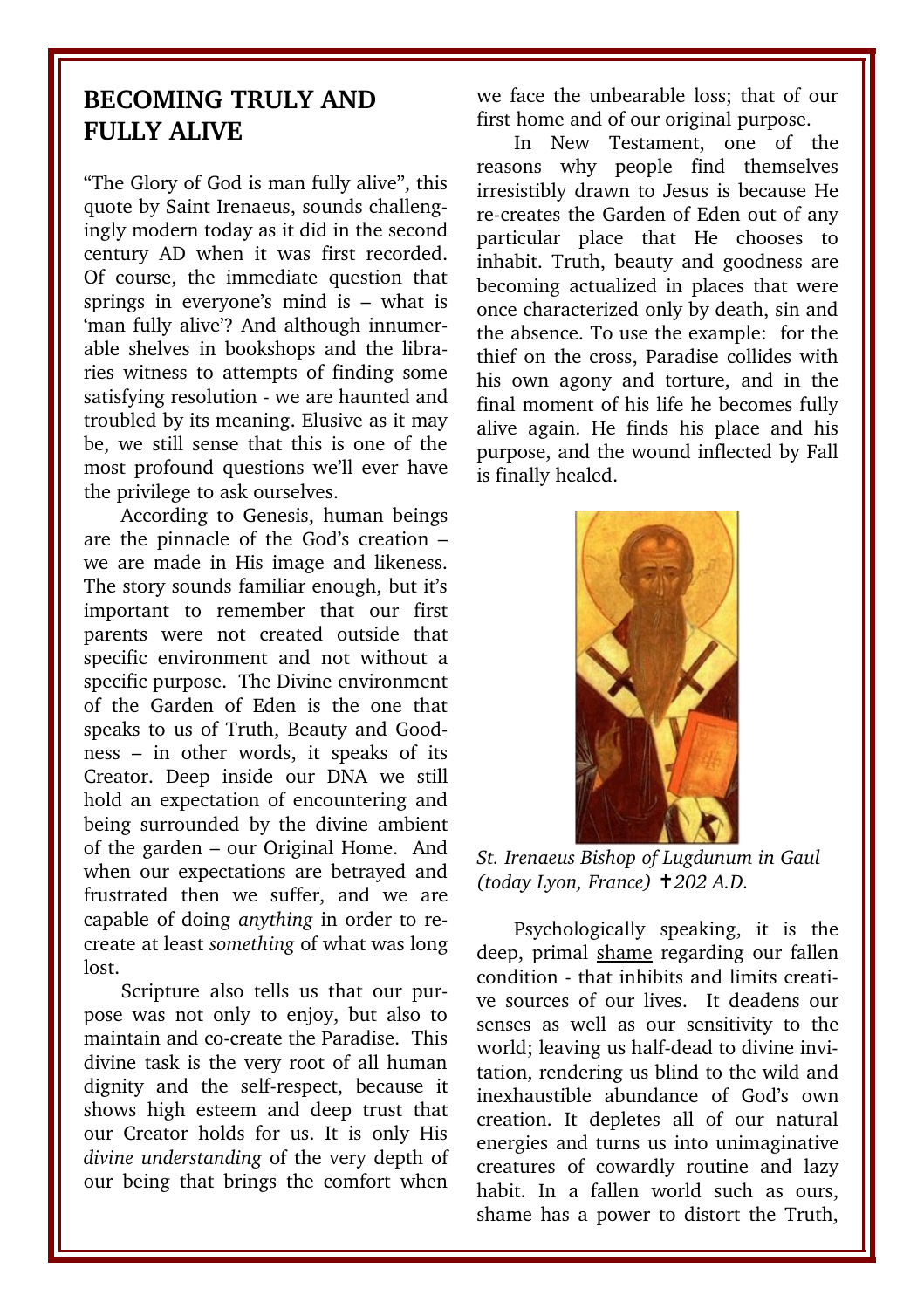## BECOMING TRULY AND FULLY ALIVE

"The Glory of God is man fully alive", this quote by Saint Irenaeus, sounds challengingly modern today as it did in the second century AD when it was first recorded. Of course, the immediate question that springs in everyone's mind is – what is 'man fully alive'? And although innumerable shelves in bookshops and the libraries witness to attempts of finding some satisfying resolution - we are haunted and troubled by its meaning. Elusive as it may be, we still sense that this is one of the most profound questions we'll ever have the privilege to ask ourselves.

According to Genesis, human beings are the pinnacle of the God's creation – we are made in His image and likeness. The story sounds familiar enough, but it's important to remember that our first parents were not created outside that specific environment and not without a specific purpose. The Divine environment of the Garden of Eden is the one that speaks to us of Truth, Beauty and Goodness – in other words, it speaks of its Creator. Deep inside our DNA we still hold an expectation of encountering and being surrounded by the divine ambient of the garden – our Original Home. And when our expectations are betrayed and frustrated then we suffer, and we are capable of doing *anything* in order to re-create at least *something* of what was long lost.

Scripture also tells us that our purpose was not only to enjoy, but also to maintain and co-create the Paradise. This divine task is the very root of all human dignity and the self-respect, because it shows high esteem and deep trust that our Creator holds for us. It is only His *divine understanding* of the very depth of our being that brings the comfort when we face the unbearable loss; that of our first home and of our original purpose.

In New Testament, one of the reasons why people find themselves irresistibly drawn to Jesus is because He re-creates the Garden of Eden out of any particular place that He chooses to inhabit. Truth, beauty and goodness are becoming actualized in places that were once characterized only by death, sin and the absence. To use the example: for the thief on the cross, Paradise collides with his own agony and torture, and in the final moment of his life he becomes fully alive again. He finds his place and his purpose, and the wound inflected by Fall is finally healed.

*St. Irenaeus Bishop of Lugdunum in Gaul (today Lyon, France) ✝202 A.D.*

Psychologically speaking, it is the deep, primal <u>shame</u> regarding our fallen condition - that inhibits and limits creative sources of our lives. It deadens our senses as well as our sensitivity to the world; leaving us half-dead to divine invitation, rendering us blind to the wild and inexhaustible abundance of God's own creation. It depletes all of our natural energies and turns us into unimaginative creatures of cowardly routine and lazy habit. In a fallen world such as ours, shame has a power to distort the Truth,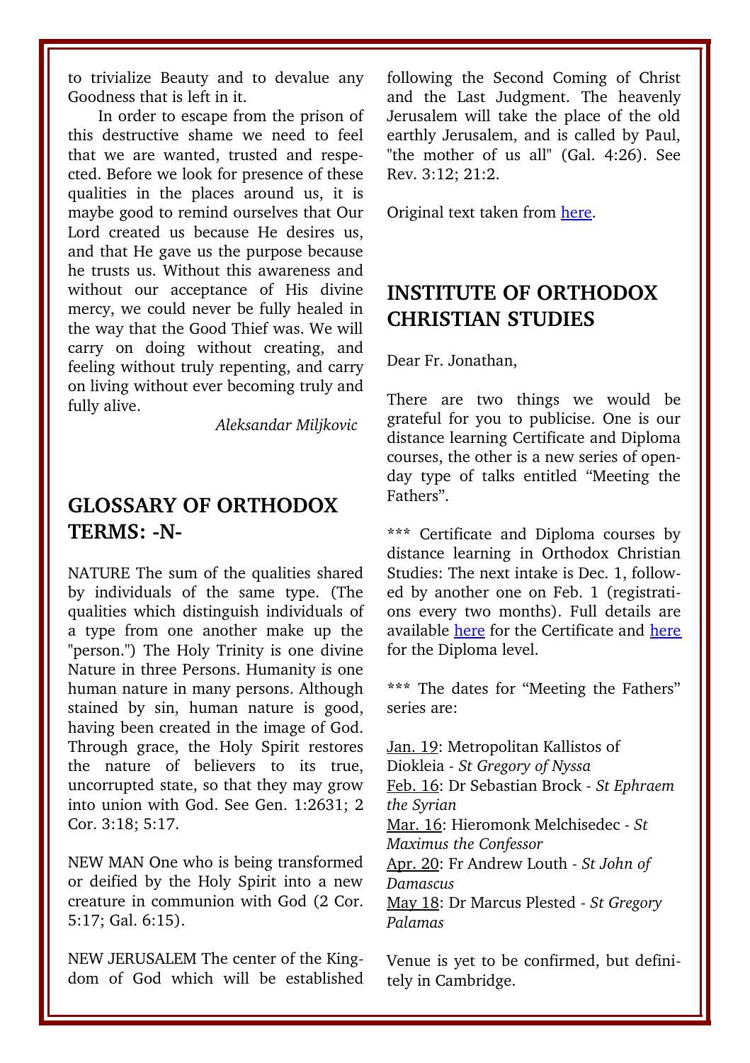to trivialize Beauty and to devalue any Goodness that is left in it.

In order to escape from the prison of this destructive shame we need to feel that we are wanted, trusted and respected. Before we look for presence of these qualities in the places around us, it is maybe good to remind ourselves that Our Lord created us because He desires us, and that He gave us the purpose because he trusts us. Without this awareness and without our acceptance of His divine mercy, we could never be fully healed in the way that the Good Thief was. We will carry on doing without creating, and feeling without truly repenting, and carry on living without ever becoming truly and fully alive.

*Aleksandar Miljkovic*

## GLOSSARY OF ORTHODOX TERMS: -N-

NATURE The sum of the qualities shared by individuals of the same type. (The qualities which distinguish individuals of a type from one another make up the "person.") The Holy Trinity is one divine Nature in three Persons. Humanity is one human nature in many persons. Although stained by sin, human nature is good, having been created in the image of God. Through grace, the Holy Spirit restores the nature of believers to its true, uncorrupted state, so that they may grow into union with God. See Gen. 1:2631; 2 Cor. 3:18; 5:17.

NEW MAN One who is being transformed or deified by the Holy Spirit into a new creature in communion with God (2 Cor. 5:17; Gal. 6:15).

NEW JERUSALEM The center of the Kingdom of God which will be established following the Second Coming of Christ and the Last Judgment. The heavenly Jerusalem will take the place of the old earthly Jerusalem, and is called by Paul, "the mother of us all" (Gal. 4:26). See Rev. 3:12; 21:2.

Original text taken from here.

## INSTITUTE OF ORTHODOX CHRISTIAN STUDIES

Dear Fr. Jonathan,

There are two things we would be grateful for you to publicise. One is our distance learning Certificate and Diploma courses, the other is a new series of open-day type of talks entitled “Meeting the Fathers”.

*** Certificate and Diploma courses by distance learning in Orthodox Christian Studies: The next intake is Dec. 1, followed by another one on Feb. 1 (registrations every two months). Full details are available here for the Certificate and here for the Diploma level.

*** The dates for “Meeting the Fathers” series are:

Jan. 19: Metropolitan Kallistos of Diokleia - *St Gregory of Nyssa*
Feb. 16: Dr Sebastian Brock - *St Ephraem the Syrian*
Mar. 16: Hieromonk Melchisedec - *St Maximus the Confessor*
Apr. 20: Fr Andrew Louth - *St John of Damascus*
May 18: Dr Marcus Plested - *St Gregory Palamas*

Venue is yet to be confirmed, but definitely in Cambridge.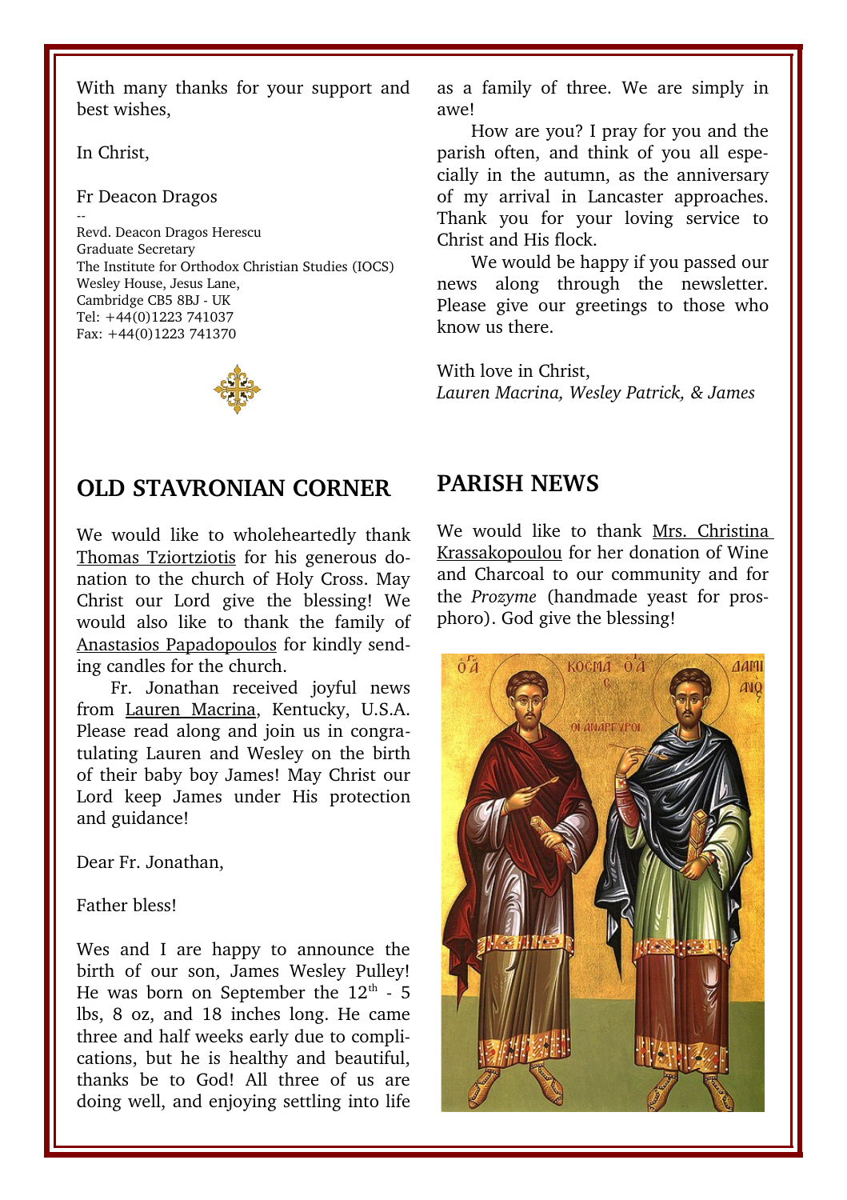With many thanks for your support and best wishes,

In Christ,

Fr Deacon Dragos

--
Revd. Deacon Dragos Herescu
Graduate Secretary
The Institute for Orthodox Christian Studies (IOCS)
Wesley House, Jesus Lane,
Cambridge CB5 8BJ - UK
Tel: +44(0)1223 741037
Fax: +44(0)1223 741370

## OLD STAVRONIAN CORNER

We would like to wholeheartedly thank Thomas Tziortziotis for his generous donation to the church of Holy Cross. May Christ our Lord give the blessing! We would also like to thank the family of Anastasios Papadopoulos for kindly sending candles for the church.

Fr. Jonathan received joyful news from Lauren Macrina, Kentucky, U.S.A. Please read along and join us in congratulating Lauren and Wesley on the birth of their baby boy James! May Christ our Lord keep James under His protection and guidance!

Dear Fr. Jonathan,

Father bless!

Wes and I are happy to announce the birth of our son, James Wesley Pulley! He was born on September the 12th - 5 lbs, 8 oz, and 18 inches long. He came three and half weeks early due to complications, but he is healthy and beautiful, thanks be to God! All three of us are doing well, and enjoying settling into life as a family of three. We are simply in awe!

How are you? I pray for you and the parish often, and think of you all especially in the autumn, as the anniversary of my arrival in Lancaster approaches. Thank you for your loving service to Christ and His flock.

We would be happy if you passed our news along through the newsletter. Please give our greetings to those who know us there.

With love in Christ,
*Lauren Macrina, Wesley Patrick, & James*

## PARISH NEWS

We would like to thank Mrs. Christina Krassakopoulou for her donation of Wine and Charcoal to our community and for the *Prozyme* (handmade yeast for prosphoro). God give the blessing!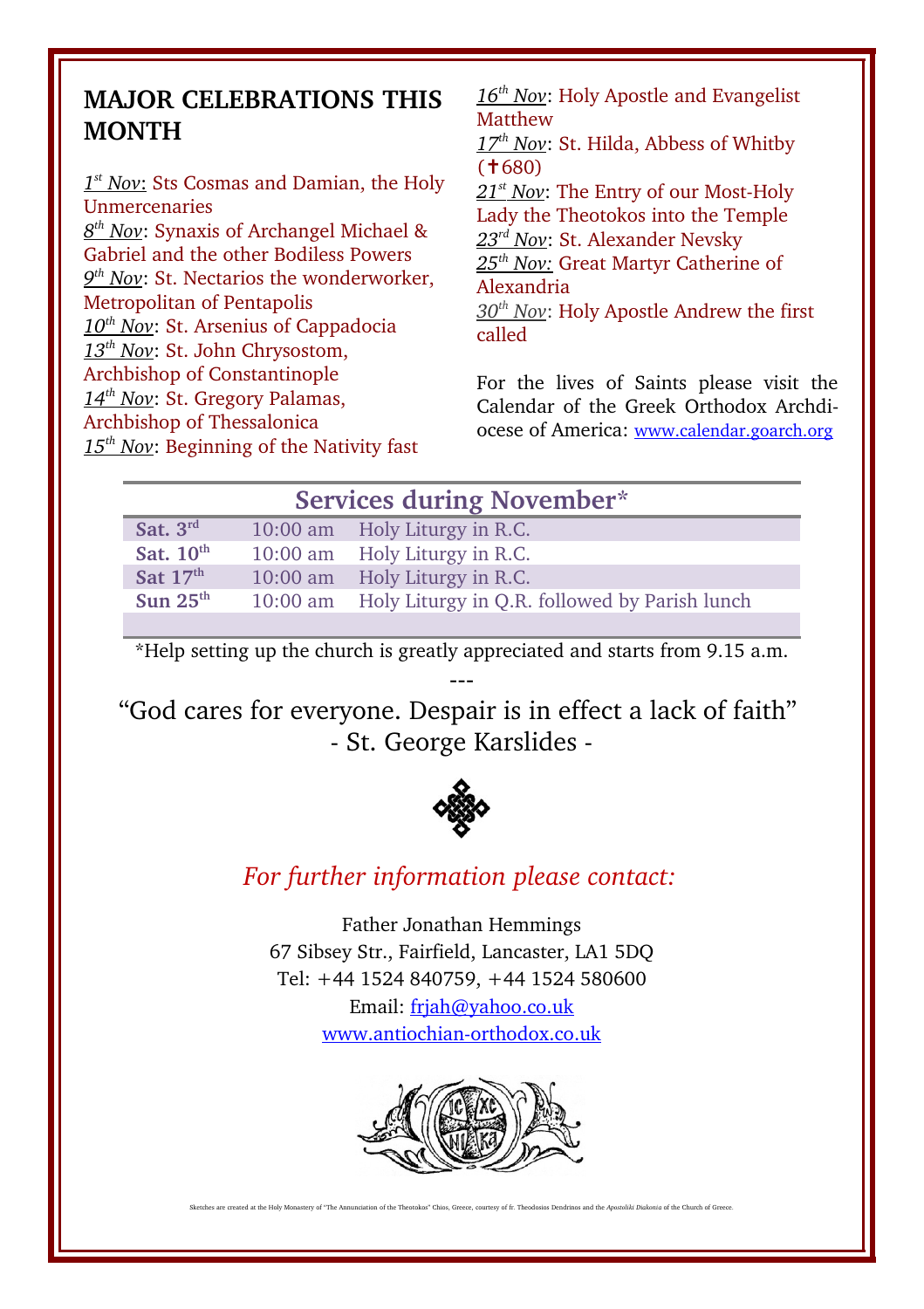## MAJOR CELEBRATIONS THIS MONTH

*1st Nov*: Sts Cosmas and Damian, the Holy Unmercenaries
*8th Nov*: Synaxis of Archangel Michael & Gabriel and the other Bodiless Powers
*9th Nov*: St. Nectarios the wonderworker, Metropolitan of Pentapolis
*10th Nov*: St. Arsenius of Cappadocia
*13th Nov*: St. John Chrysostom, Archbishop of Constantinople
*14th Nov*: St. Gregory Palamas, Archbishop of Thessalonica
*15th Nov*: Beginning of the Nativity fast
*16th Nov*: Holy Apostle and Evangelist Matthew
*17th Nov*: St. Hilda, Abbess of Whitby (✝680)
*21st Nov*: The Entry of our Most-Holy Lady the Theotokos into the Temple
*23rd Nov*: St. Alexander Nevsky
*25th Nov:* Great Martyr Catherine of Alexandria
*30th Nov*: Holy Apostle Andrew the first called

For the lives of Saints please visit the Calendar of the Greek Orthodox Archdiocese of America: www.calendar.goarch.org

## Services during November*

| | | |
|---|---|---|
| **Sat. 3rd** | 10:00 am | Holy Liturgy in R.C. |
| **Sat. 10th** | 10:00 am | Holy Liturgy in R.C. |
| **Sat 17th** | 10:00 am | Holy Liturgy in R.C. |
| **Sun 25th** | 10:00 am | Holy Liturgy in Q.R. followed by Parish lunch |

*Help setting up the church is greatly appreciated and starts from 9.15 a.m.

---

"God cares for everyone. Despair is in effect a lack of faith"
- St. George Karslides -

*For further information please contact:*

Father Jonathan Hemmings
67 Sibsey Str., Fairfield, Lancaster, LA1 5DQ
Tel: +44 1524 840759, +44 1524 580600
Email: frjah@yahoo.co.uk
www.antiochian-orthodox.co.uk

Sketches are created at the Holy Monastery of "The Annunciation of the Theotokos" Chios, Greece, courtesy of fr. Theodosios Dendrinos and the *Apostoliki Diakonia* of the Church of Greece.